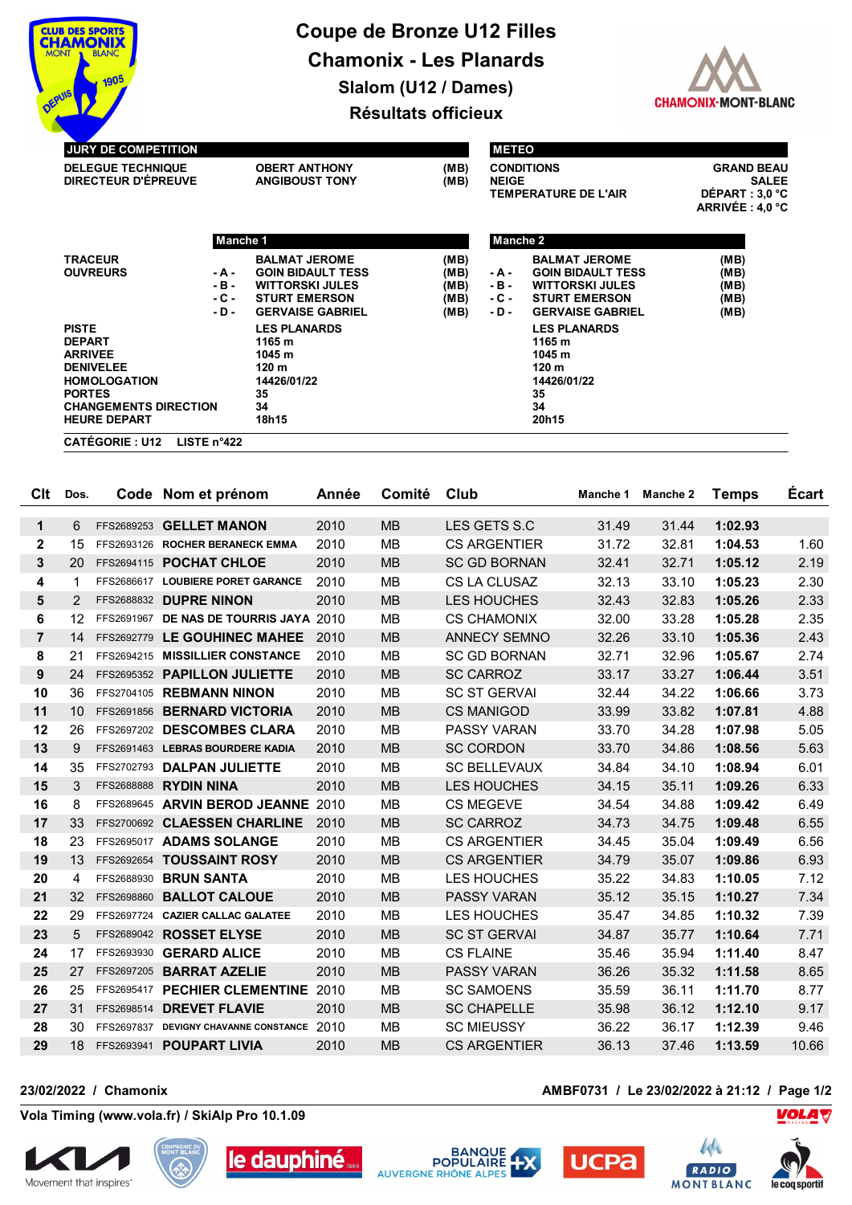# Coupe de Bronze U12 Filles

## Chamonix - Les Planards

### Slalom (U12 / Dames)

### Résultats officieux

**JURY DE COMPETITION**

| | | |
|---|---|---|
| DELEGUE TECHNIQUE | OBERT ANTHONY | (MB) |
| DIRECTEUR D'ÉPREUVE | ANGIBOUST TONY | (MB) |

**METEO**

| | |
|---|---|
| CONDITIONS | GRAND BEAU |
| NEIGE | SALEE |
| TEMPERATURE DE L'AIR | DÉPART : 3,0 °C |
| | ARRIVÉE : 4,0 °C |

| | | Manche 1 | | | Manche 2 | |
|---|---|---|---|---|---|---|
| TRACEUR | | BALMAT JEROME | (MB) | | BALMAT JEROME | (MB) |
| OUVREURS | - A - | GOIN BIDAULT TESS | (MB) | - A - | GOIN BIDAULT TESS | (MB) |
| | - B - | WITTORSKI JULES | (MB) | - B - | WITTORSKI JULES | (MB) |
| | - C - | STURT EMERSON | (MB) | - C - | STURT EMERSON | (MB) |
| | - D - | GERVAISE GABRIEL | (MB) | - D - | GERVAISE GABRIEL | (MB) |
| PISTE | | LES PLANARDS | | | LES PLANARDS | |
| DEPART | | 1165 m | | | 1165 m | |
| ARRIVEE | | 1045 m | | | 1045 m | |
| DENIVELEE | | 120 m | | | 120 m | |
| HOMOLOGATION | | 14426/01/22 | | | 14426/01/22 | |
| PORTES | | 35 | | | 35 | |
| CHANGEMENTS DIRECTION | | 34 | | | 34 | |
| HEURE DEPART | | 18h15 | | | 20h15 | |

**CATÉGORIE : U12 LISTE n°422**

| Clt | Dos. | Code | Nom et prénom | Année | Comité | Club | Manche 1 | Manche 2 | Temps | Écart |
|---|---|---|---|---|---|---|---|---|---|---|
| 1 | 6 | FFS2689253 | GELLET MANON | 2010 | MB | LES GETS S.C | 31.49 | 31.44 | 1:02.93 | |
| 2 | 15 | FFS2693126 | ROCHER BERANECK EMMA | 2010 | MB | CS ARGENTIER | 31.72 | 32.81 | 1:04.53 | 1.60 |
| 3 | 20 | FFS2694115 | POCHAT CHLOE | 2010 | MB | SC GD BORNAN | 32.41 | 32.71 | 1:05.12 | 2.19 |
| 4 | 1 | FFS2686617 | LOUBIERE PORET GARANCE | 2010 | MB | CS LA CLUSAZ | 32.13 | 33.10 | 1:05.23 | 2.30 |
| 5 | 2 | FFS2688832 | DUPRE NINON | 2010 | MB | LES HOUCHES | 32.43 | 32.83 | 1:05.26 | 2.33 |
| 6 | 12 | FFS2691967 | DE NAS DE TOURRIS JAYA | 2010 | MB | CS CHAMONIX | 32.00 | 33.28 | 1:05.28 | 2.35 |
| 7 | 14 | FFS2692779 | LE GOUHINEC MAHEE | 2010 | MB | ANNECY SEMNO | 32.26 | 33.10 | 1:05.36 | 2.43 |
| 8 | 21 | FFS2694215 | MISSILLIER CONSTANCE | 2010 | MB | SC GD BORNAN | 32.71 | 32.96 | 1:05.67 | 2.74 |
| 9 | 24 | FFS2695352 | PAPILLON JULIETTE | 2010 | MB | SC CARROZ | 33.17 | 33.27 | 1:06.44 | 3.51 |
| 10 | 36 | FFS2704105 | REBMANN NINON | 2010 | MB | SC ST GERVAI | 32.44 | 34.22 | 1:06.66 | 3.73 |
| 11 | 10 | FFS2691856 | BERNARD VICTORIA | 2010 | MB | CS MANIGOD | 33.99 | 33.82 | 1:07.81 | 4.88 |
| 12 | 26 | FFS2697202 | DESCOMBES CLARA | 2010 | MB | PASSY VARAN | 33.70 | 34.28 | 1:07.98 | 5.05 |
| 13 | 9 | FFS2691463 | LEBRAS BOURDERE KADIA | 2010 | MB | SC CORDON | 33.70 | 34.86 | 1:08.56 | 5.63 |
| 14 | 35 | FFS2702793 | DALPAN JULIETTE | 2010 | MB | SC BELLEVAUX | 34.84 | 34.10 | 1:08.94 | 6.01 |
| 15 | 3 | FFS2688888 | RYDIN NINA | 2010 | MB | LES HOUCHES | 34.15 | 35.11 | 1:09.26 | 6.33 |
| 16 | 8 | FFS2689645 | ARVIN BEROD JEANNE | 2010 | MB | CS MEGEVE | 34.54 | 34.88 | 1:09.42 | 6.49 |
| 17 | 33 | FFS2700692 | CLAESSEN CHARLINE | 2010 | MB | SC CARROZ | 34.73 | 34.75 | 1:09.48 | 6.55 |
| 18 | 23 | FFS2695017 | ADAMS SOLANGE | 2010 | MB | CS ARGENTIER | 34.45 | 35.04 | 1:09.49 | 6.56 |
| 19 | 13 | FFS2692654 | TOUSSAINT ROSY | 2010 | MB | CS ARGENTIER | 34.79 | 35.07 | 1:09.86 | 6.93 |
| 20 | 4 | FFS2688930 | BRUN SANTA | 2010 | MB | LES HOUCHES | 35.22 | 34.83 | 1:10.05 | 7.12 |
| 21 | 32 | FFS2698860 | BALLOT CALOUE | 2010 | MB | PASSY VARAN | 35.12 | 35.15 | 1:10.27 | 7.34 |
| 22 | 29 | FFS2697724 | CAZIER CALLAC GALATEE | 2010 | MB | LES HOUCHES | 35.47 | 34.85 | 1:10.32 | 7.39 |
| 23 | 5 | FFS2689042 | ROSSET ELYSE | 2010 | MB | SC ST GERVAI | 34.87 | 35.77 | 1:10.64 | 7.71 |
| 24 | 17 | FFS2693930 | GERARD ALICE | 2010 | MB | CS FLAINE | 35.46 | 35.94 | 1:11.40 | 8.47 |
| 25 | 27 | FFS2697205 | BARRAT AZELIE | 2010 | MB | PASSY VARAN | 36.26 | 35.32 | 1:11.58 | 8.65 |
| 26 | 25 | FFS2695417 | PECHIER CLEMENTINE | 2010 | MB | SC SAMOENS | 35.59 | 36.11 | 1:11.70 | 8.77 |
| 27 | 31 | FFS2698514 | DREVET FLAVIE | 2010 | MB | SC CHAPELLE | 35.98 | 36.12 | 1:12.10 | 9.17 |
| 28 | 30 | FFS2697837 | DEVIGNY CHAVANNE CONSTANCE | 2010 | MB | SC MIEUSSY | 36.22 | 36.17 | 1:12.39 | 9.46 |
| 29 | 18 | FFS2693941 | POUPART LIVIA | 2010 | MB | CS ARGENTIER | 36.13 | 37.46 | 1:13.59 | 10.66 |

23/02/2022 / Chamonix — AMBF0731 / Le 23/02/2022 à 21:12

Vola Timing (www.vola.fr) / SkiAlp Pro 10.1.09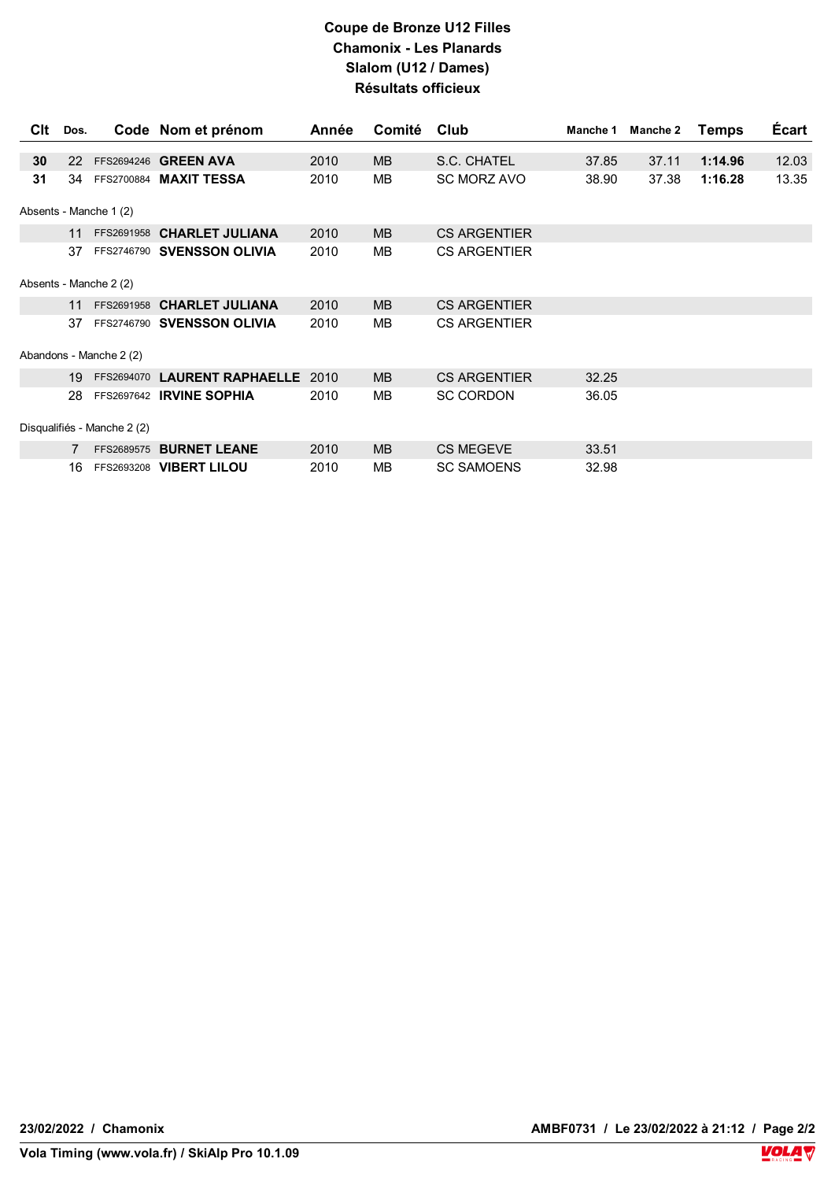**Coupe de Bronze U12 Filles**
**Chamonix - Les Planards**
**Slalom (U12 / Dames)**
**Résultats officieux**

| Clt | Dos. | Code | Nom et prénom | Année | Comité | Club | Manche 1 | Manche 2 | Temps | Écart |
|---|---|---|---|---|---|---|---|---|---|---|
| **30** | 22 | FFS2694246 | **GREEN AVA** | 2010 | MB | S.C. CHATEL | 37.85 | 37.11 | **1:14.96** | 12.03 |
| **31** | 34 | FFS2700884 | **MAXIT TESSA** | 2010 | MB | SC MORZ AVO | 38.90 | 37.38 | **1:16.28** | 13.35 |
| Absents - Manche 1 (2) | | | | | | | | | | |
| | 11 | FFS2691958 | **CHARLET JULIANA** | 2010 | MB | CS ARGENTIER | | | | |
| | 37 | FFS2746790 | **SVENSSON OLIVIA** | 2010 | MB | CS ARGENTIER | | | | |
| Absents - Manche 2 (2) | | | | | | | | | | |
| | 11 | FFS2691958 | **CHARLET JULIANA** | 2010 | MB | CS ARGENTIER | | | | |
| | 37 | FFS2746790 | **SVENSSON OLIVIA** | 2010 | MB | CS ARGENTIER | | | | |
| Abandons - Manche 2 (2) | | | | | | | | | | |
| | 19 | FFS2694070 | **LAURENT RAPHAELLE** | 2010 | MB | CS ARGENTIER | 32.25 | | | |
| | 28 | FFS2697642 | **IRVINE SOPHIA** | 2010 | MB | SC CORDON | 36.05 | | | |
| Disqualifiés - Manche 2 (2) | | | | | | | | | | |
| | 7 | FFS2689575 | **BURNET LEANE** | 2010 | MB | CS MEGEVE | 33.51 | | | |
| | 16 | FFS2693208 | **VIBERT LILOU** | 2010 | MB | SC SAMOENS | 32.98 | | | |

**23/02/2022 / Chamonix** — **AMBF0731 / Le 23/02/2022 à 21:12**

**Vola Timing (www.vola.fr) / SkiAlp Pro 10.1.09**